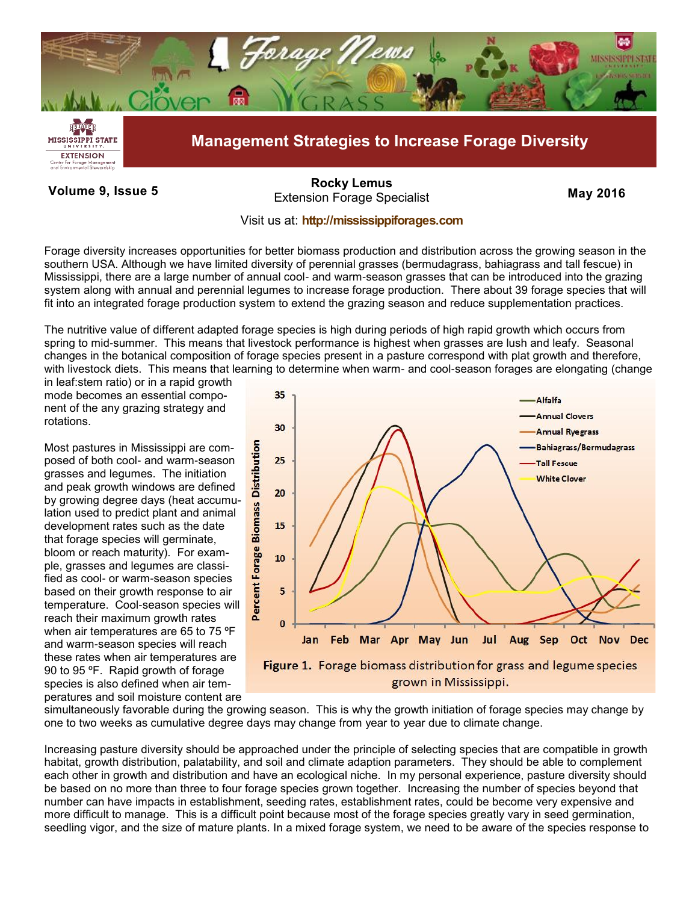# Management Strategies to Increase Forage Diversity

**Volume 9, Issue 5**

**Rocky Lemus**
Extension Forage Specialist

**May 2016**

Visit us at: **http://mississippiforages.com**

Forage diversity increases opportunities for better biomass production and distribution across the growing season in the southern USA. Although we have limited diversity of perennial grasses (bermudagrass, bahiagrass and tall fescue) in Mississippi, there are a large number of annual cool- and warm-season grasses that can be introduced into the grazing system along with annual and perennial legumes to increase forage production. There about 39 forage species that will fit into an integrated forage production system to extend the grazing season and reduce supplementation practices.

The nutritive value of different adapted forage species is high during periods of high rapid growth which occurs from spring to mid-summer. This means that livestock performance is highest when grasses are lush and leafy. Seasonal changes in the botanical composition of forage species present in a pasture correspond with plat growth and therefore, with livestock diets. This means that learning to determine when warm- and cool-season forages are elongating (change in leaf:stem ratio) or in a rapid growth mode becomes an essential component of the any grazing strategy and rotations.

Most pastures in Mississippi are composed of both cool- and warm-season grasses and legumes. The initiation and peak growth windows are defined by growing degree days (heat accumulation used to predict plant and animal development rates such as the date that forage species will germinate, bloom or reach maturity). For example, grasses and legumes are classified as cool- or warm-season species based on their growth response to air temperature. Cool-season species will reach their maximum growth rates when air temperatures are 65 to 75 ºF and warm-season species will reach these rates when air temperatures are 90 to 95 ºF. Rapid growth of forage species is also defined when air temperatures and soil moisture content are simultaneously favorable during the growing season. This is why the growth initiation of forage species may change by one to two weeks as cumulative degree days may change from year to year due to climate change.

**Figure 1.** Forage biomass distribution for grass and legume species grown in Mississippi.

Increasing pasture diversity should be approached under the principle of selecting species that are compatible in growth habitat, growth distribution, palatability, and soil and climate adaption parameters. They should be able to complement each other in growth and distribution and have an ecological niche. In my personal experience, pasture diversity should be based on no more than three to four forage species grown together. Increasing the number of species beyond that number can have impacts in establishment, seeding rates, establishment rates, could be become very expensive and more difficult to manage. This is a difficult point because most of the forage species greatly vary in seed germination, seedling vigor, and the size of mature plants. In a mixed forage system, we need to be aware of the species response to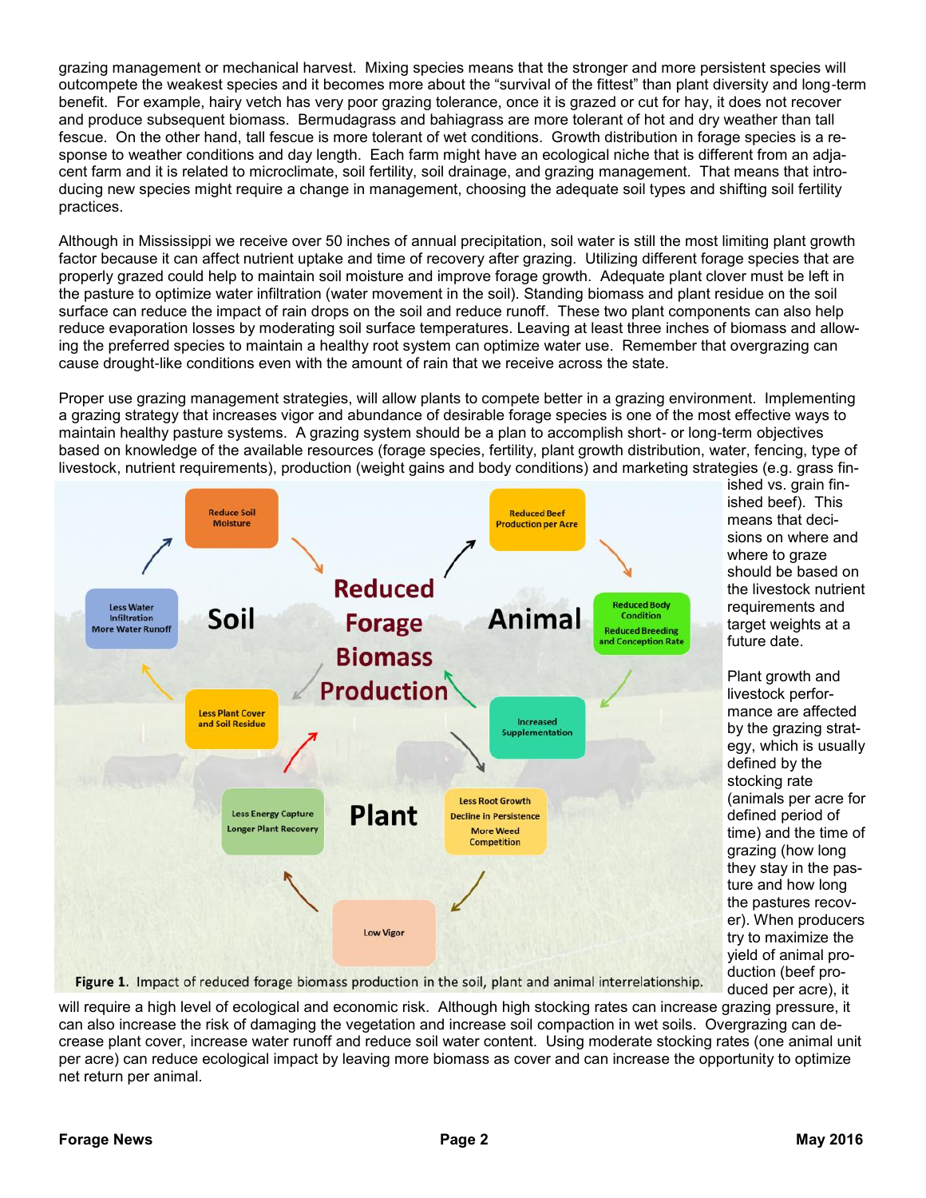grazing management or mechanical harvest. Mixing species means that the stronger and more persistent species will outcompete the weakest species and it becomes more about the "survival of the fittest" than plant diversity and long-term benefit. For example, hairy vetch has very poor grazing tolerance, once it is grazed or cut for hay, it does not recover and produce subsequent biomass. Bermudagrass and bahiagrass are more tolerant of hot and dry weather than tall fescue. On the other hand, tall fescue is more tolerant of wet conditions. Growth distribution in forage species is a response to weather conditions and day length. Each farm might have an ecological niche that is different from an adjacent farm and it is related to microclimate, soil fertility, soil drainage, and grazing management. That means that introducing new species might require a change in management, choosing the adequate soil types and shifting soil fertility practices.

Although in Mississippi we receive over 50 inches of annual precipitation, soil water is still the most limiting plant growth factor because it can affect nutrient uptake and time of recovery after grazing. Utilizing different forage species that are properly grazed could help to maintain soil moisture and improve forage growth. Adequate plant clover must be left in the pasture to optimize water infiltration (water movement in the soil). Standing biomass and plant residue on the soil surface can reduce the impact of rain drops on the soil and reduce runoff. These two plant components can also help reduce evaporation losses by moderating soil surface temperatures. Leaving at least three inches of biomass and allowing the preferred species to maintain a healthy root system can optimize water use. Remember that overgrazing can cause drought-like conditions even with the amount of rain that we receive across the state.

Proper use grazing management strategies, will allow plants to compete better in a grazing environment. Implementing a grazing strategy that increases vigor and abundance of desirable forage species is one of the most effective ways to maintain healthy pasture systems. A grazing system should be a plan to accomplish short- or long-term objectives based on knowledge of the available resources (forage species, fertility, plant growth distribution, water, fencing, type of livestock, nutrient requirements), production (weight gains and body conditions) and marketing strategies (e.g. grass finished vs. grain finished beef). This means that decisions on where and where to graze should be based on the livestock nutrient requirements and target weights at a future date.

**Figure 1.** Impact of reduced forage biomass production in the soil, plant and animal interrelationship.

Plant growth and livestock performance are affected by the grazing strategy, which is usually defined by the stocking rate (animals per acre for defined period of time) and the time of grazing (how long they stay in the pasture and how long the pastures recover). When producers try to maximize the yield of animal production (beef produced per acre), it will require a high level of ecological and economic risk. Although high stocking rates can increase grazing pressure, it can also increase the risk of damaging the vegetation and increase soil compaction in wet soils. Overgrazing can decrease plant cover, increase water runoff and reduce soil water content. Using moderate stocking rates (one animal unit per acre) can reduce ecological impact by leaving more biomass as cover and can increase the opportunity to optimize net return per animal.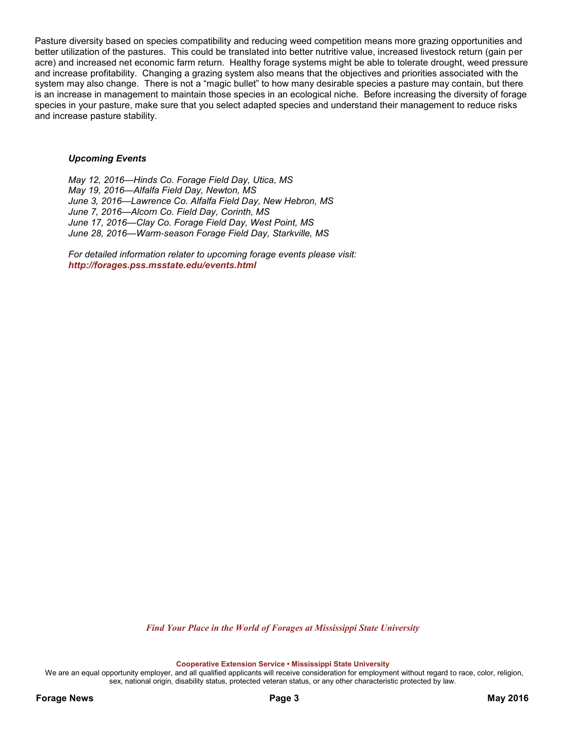Pasture diversity based on species compatibility and reducing weed competition means more grazing opportunities and better utilization of the pastures. This could be translated into better nutritive value, increased livestock return (gain per acre) and increased net economic farm return. Healthy forage systems might be able to tolerate drought, weed pressure and increase profitability. Changing a grazing system also means that the objectives and priorities associated with the system may also change. There is not a "magic bullet" to how many desirable species a pasture may contain, but there is an increase in management to maintain those species in an ecological niche. Before increasing the diversity of forage species in your pasture, make sure that you select adapted species and understand their management to reduce risks and increase pasture stability.

***Upcoming Events***

*May 12, 2016—Hinds Co. Forage Field Day, Utica, MS*
*May 19, 2016—Alfalfa Field Day, Newton, MS*
*June 3, 2016—Lawrence Co. Alfalfa Field Day, New Hebron, MS*
*June 7, 2016—Alcorn Co. Field Day, Corinth, MS*
*June 17, 2016—Clay Co. Forage Field Day, West Point, MS*
*June 28, 2016—Warm-season Forage Field Day, Starkville, MS*

*For detailed information relater to upcoming forage events please visit:*
***http://forages.pss.msstate.edu/events.html***

*Find Your Place in the World of Forages at Mississippi State University*

**Cooperative Extension Service • Mississippi State University**

We are an equal opportunity employer, and all qualified applicants will receive consideration for employment without regard to race, color, religion, sex, national origin, disability status, protected veteran status, or any other characteristic protected by law.